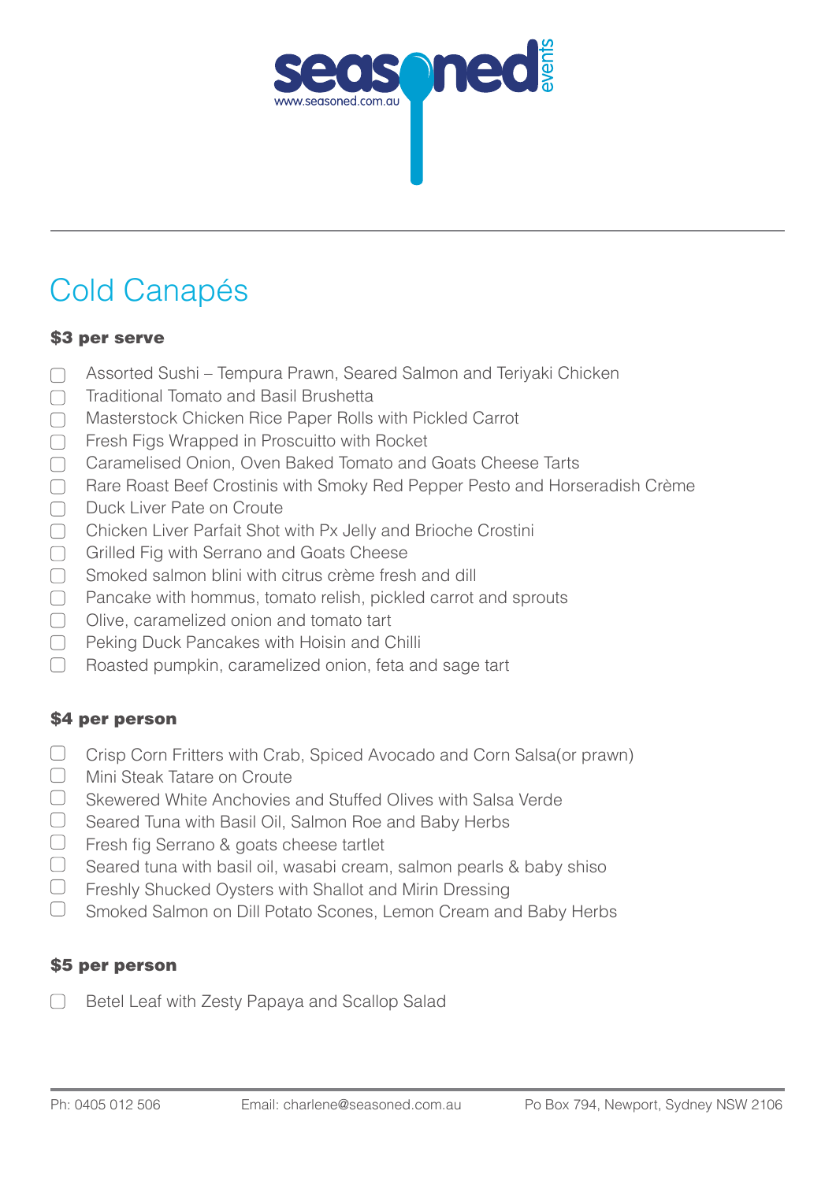# Cold Canapés

**$3 per serve**

- [ ] Assorted Sushi – Tempura Prawn, Seared Salmon and Teriyaki Chicken
- [ ] Traditional Tomato and Basil Brushetta
- [ ] Masterstock Chicken Rice Paper Rolls with Pickled Carrot
- [ ] Fresh Figs Wrapped in Proscuitto with Rocket
- [ ] Caramelised Onion, Oven Baked Tomato and Goats Cheese Tarts
- [ ] Rare Roast Beef Crostinis with Smoky Red Pepper Pesto and Horseradish Crème
- [ ] Duck Liver Pate on Croute
- [ ] Chicken Liver Parfait Shot with Px Jelly and Brioche Crostini
- [ ] Grilled Fig with Serrano and Goats Cheese
- [ ] Smoked salmon blini with citrus crème fresh and dill
- [ ] Pancake with hommus, tomato relish, pickled carrot and sprouts
- [ ] Olive, caramelized onion and tomato tart
- [ ] Peking Duck Pancakes with Hoisin and Chilli
- [ ] Roasted pumpkin, caramelized onion, feta and sage tart

**$4 per person**

- [ ] Crisp Corn Fritters with Crab, Spiced Avocado and Corn Salsa(or prawn)
- [ ] Mini Steak Tatare on Croute
- [ ] Skewered White Anchovies and Stuffed Olives with Salsa Verde
- [ ] Seared Tuna with Basil Oil, Salmon Roe and Baby Herbs
- [ ] Fresh fig Serrano & goats cheese tartlet
- [ ] Seared tuna with basil oil, wasabi cream, salmon pearls & baby shiso
- [ ] Freshly Shucked Oysters with Shallot and Mirin Dressing
- [ ] Smoked Salmon on Dill Potato Scones, Lemon Cream and Baby Herbs

**$5 per person**

- [ ] Betel Leaf with Zesty Papaya and Scallop Salad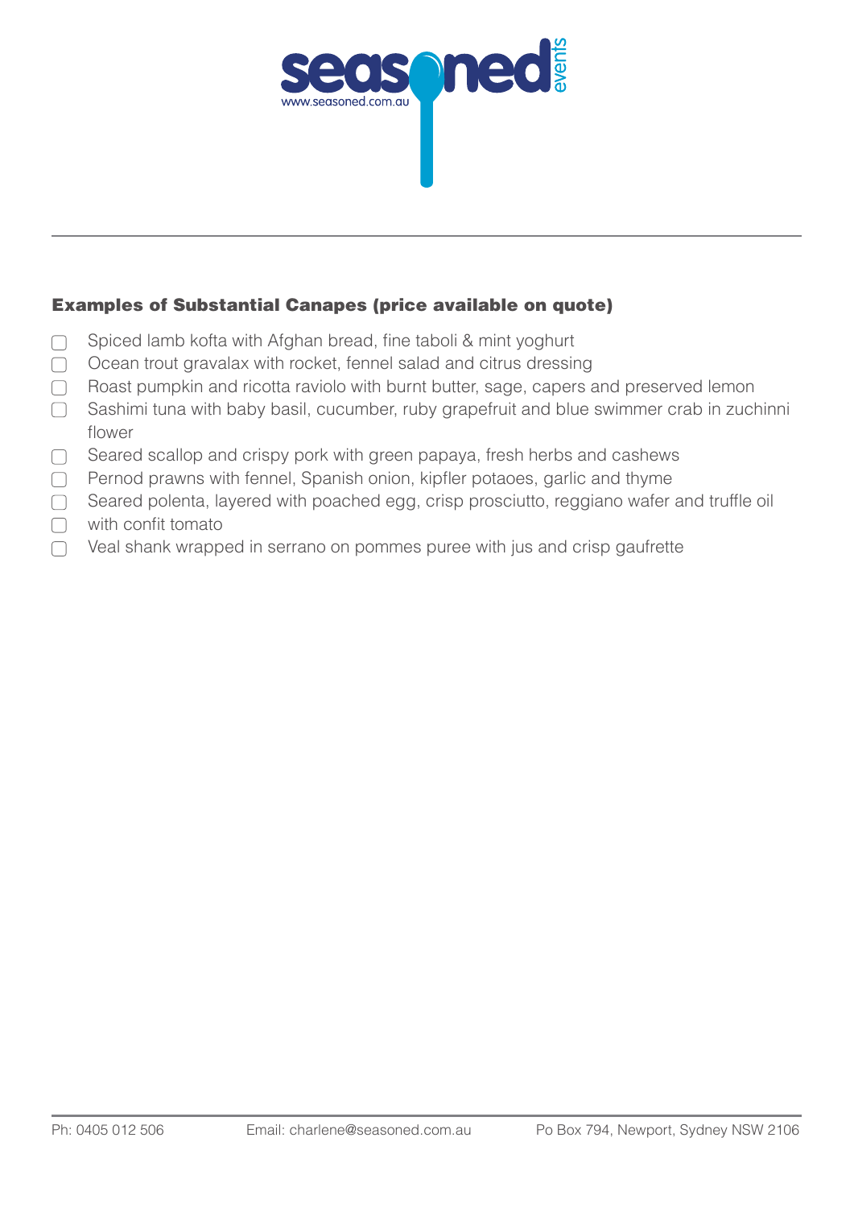## Examples of Substantial Canapes (price available on quote)

- ▢ Spiced lamb kofta with Afghan bread, fine taboli & mint yoghurt
- ▢ Ocean trout gravalax with rocket, fennel salad and citrus dressing
- ▢ Roast pumpkin and ricotta raviolo with burnt butter, sage, capers and preserved lemon
- ▢ Sashimi tuna with baby basil, cucumber, ruby grapefruit and blue swimmer crab in zuchinni flower
- ▢ Seared scallop and crispy pork with green papaya, fresh herbs and cashews
- ▢ Pernod prawns with fennel, Spanish onion, kipfler potaoes, garlic and thyme
- ▢ Seared polenta, layered with poached egg, crisp prosciutto, reggiano wafer and truffle oil
- ▢ with confit tomato
- ▢ Veal shank wrapped in serrano on pommes puree with jus and crisp gaufrette

Ph: 0405 012 506 Email: charlene@seasoned.com.au Po Box 794, Newport, Sydney NSW 2106